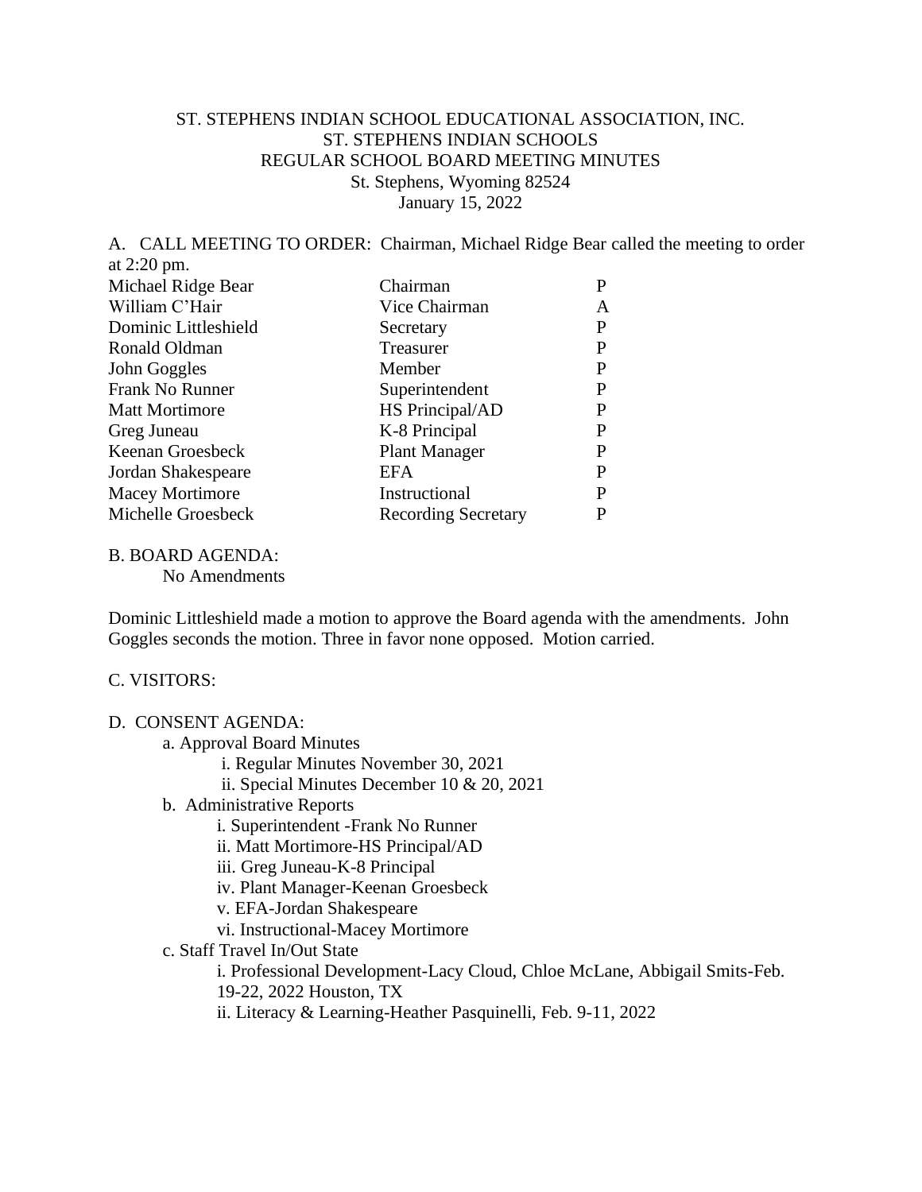ST. STEPHENS INDIAN SCHOOL EDUCATIONAL ASSOCIATION, INC.
ST. STEPHENS INDIAN SCHOOLS
REGULAR SCHOOL BOARD MEETING MINUTES
St. Stephens, Wyoming 82524
January 15, 2022

A. CALL MEETING TO ORDER: Chairman, Michael Ridge Bear called the meeting to order at 2:20 pm.

| | | |
|---|---|---|
| Michael Ridge Bear | Chairman | P |
| William C'Hair | Vice Chairman | A |
| Dominic Littleshield | Secretary | P |
| Ronald Oldman | Treasurer | P |
| John Goggles | Member | P |
| Frank No Runner | Superintendent | P |
| Matt Mortimore | HS Principal/AD | P |
| Greg Juneau | K-8 Principal | P |
| Keenan Groesbeck | Plant Manager | P |
| Jordan Shakespeare | EFA | P |
| Macey Mortimore | Instructional | P |
| Michelle Groesbeck | Recording Secretary | P |

B. BOARD AGENDA:

No Amendments

Dominic Littleshield made a motion to approve the Board agenda with the amendments. John Goggles seconds the motion. Three in favor none opposed. Motion carried.

C. VISITORS:

D. CONSENT AGENDA:

- a. Approval Board Minutes
  - i. Regular Minutes November 30, 2021
  - ii. Special Minutes December 10 & 20, 2021
- b. Administrative Reports
  - i. Superintendent -Frank No Runner
  - ii. Matt Mortimore-HS Principal/AD
  - iii. Greg Juneau-K-8 Principal
  - iv. Plant Manager-Keenan Groesbeck
  - v. EFA-Jordan Shakespeare
  - vi. Instructional-Macey Mortimore
- c. Staff Travel In/Out State
  - i. Professional Development-Lacy Cloud, Chloe McLane, Abbigail Smits-Feb. 19-22, 2022 Houston, TX
  - ii. Literacy & Learning-Heather Pasquinelli, Feb. 9-11, 2022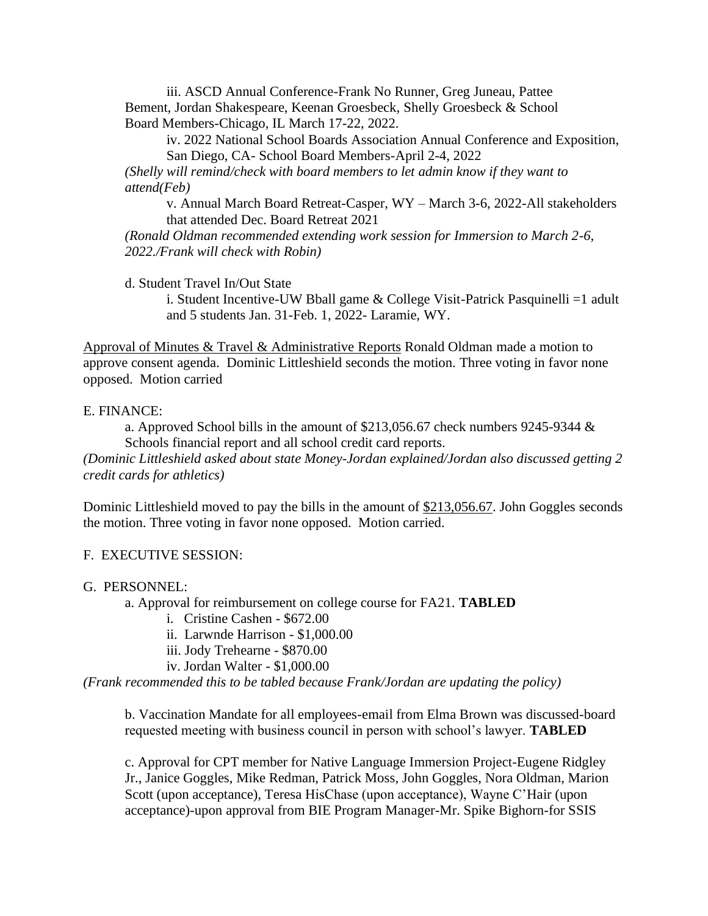iii. ASCD Annual Conference-Frank No Runner, Greg Juneau, Pattee Bement, Jordan Shakespeare, Keenan Groesbeck, Shelly Groesbeck & School Board Members-Chicago, IL March 17-22, 2022.

iv. 2022 National School Boards Association Annual Conference and Exposition, San Diego, CA- School Board Members-April 2-4, 2022

*(Shelly will remind/check with board members to let admin know if they want to attend(Feb)*

v. Annual March Board Retreat-Casper, WY – March 3-6, 2022-All stakeholders that attended Dec. Board Retreat 2021

*(Ronald Oldman recommended extending work session for Immersion to March 2-6, 2022./Frank will check with Robin)*

d. Student Travel In/Out State

i. Student Incentive-UW Bball game & College Visit-Patrick Pasquinelli =1 adult and 5 students Jan. 31-Feb. 1, 2022- Laramie, WY.

<u>Approval of Minutes & Travel & Administrative Reports</u> Ronald Oldman made a motion to approve consent agenda. Dominic Littleshield seconds the motion. Three voting in favor none opposed. Motion carried

E. FINANCE:

a. Approved School bills in the amount of $213,056.67 check numbers 9245-9344 & Schools financial report and all school credit card reports.

*(Dominic Littleshield asked about state Money-Jordan explained/Jordan also discussed getting 2 credit cards for athletics)*

Dominic Littleshield moved to pay the bills in the amount of <u>$213,056.67</u>. John Goggles seconds the motion. Three voting in favor none opposed. Motion carried.

F. EXECUTIVE SESSION:

G. PERSONNEL:

a. Approval for reimbursement on college course for FA21. **TABLED**

i. Cristine Cashen - $672.00
ii. Larwnde Harrison - $1,000.00
iii. Jody Trehearne - $870.00
iv. Jordan Walter - $1,000.00

*(Frank recommended this to be tabled because Frank/Jordan are updating the policy)*

b. Vaccination Mandate for all employees-email from Elma Brown was discussed-board requested meeting with business council in person with school's lawyer. **TABLED**

c. Approval for CPT member for Native Language Immersion Project-Eugene Ridgley Jr., Janice Goggles, Mike Redman, Patrick Moss, John Goggles, Nora Oldman, Marion Scott (upon acceptance), Teresa HisChase (upon acceptance), Wayne C'Hair (upon acceptance)-upon approval from BIE Program Manager-Mr. Spike Bighorn-for SSIS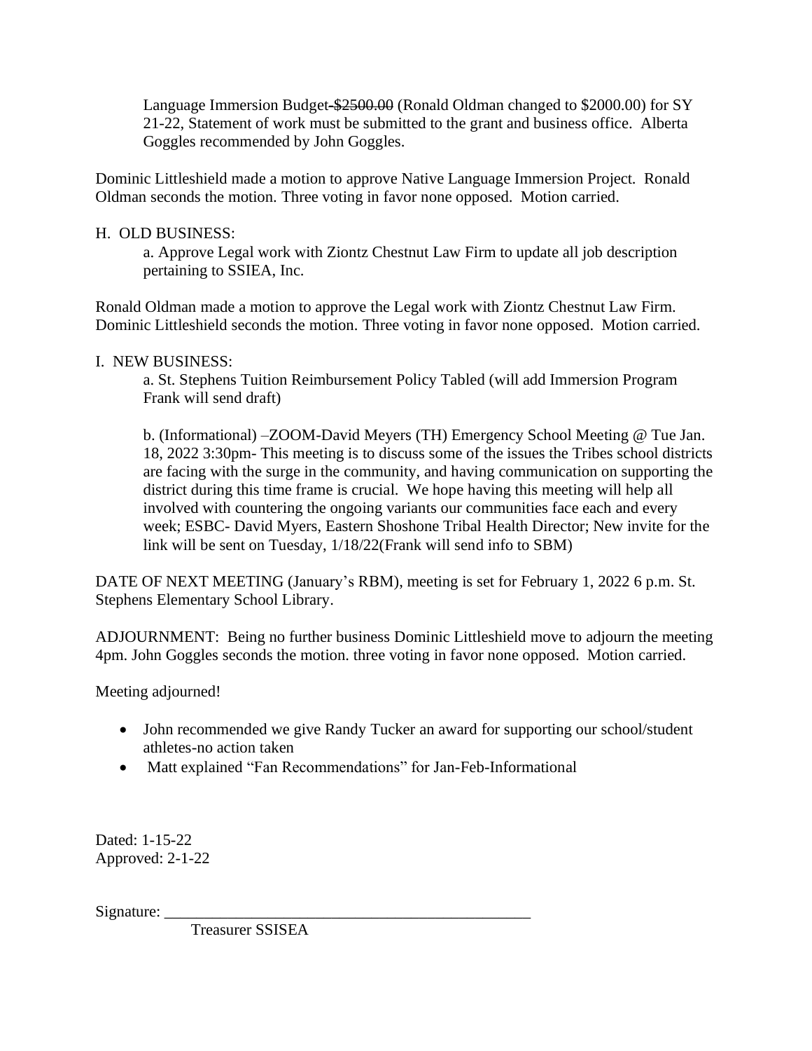Language Immersion Budget ~~$2500.00~~ (Ronald Oldman changed to $2000.00) for SY 21-22, Statement of work must be submitted to the grant and business office. Alberta Goggles recommended by John Goggles.

Dominic Littleshield made a motion to approve Native Language Immersion Project. Ronald Oldman seconds the motion. Three voting in favor none opposed. Motion carried.

H. OLD BUSINESS:

a. Approve Legal work with Ziontz Chestnut Law Firm to update all job description pertaining to SSIEA, Inc.

Ronald Oldman made a motion to approve the Legal work with Ziontz Chestnut Law Firm. Dominic Littleshield seconds the motion. Three voting in favor none opposed. Motion carried.

I. NEW BUSINESS:

a. St. Stephens Tuition Reimbursement Policy Tabled (will add Immersion Program Frank will send draft)

b. (Informational) –ZOOM-David Meyers (TH) Emergency School Meeting @ Tue Jan. 18, 2022 3:30pm- This meeting is to discuss some of the issues the Tribes school districts are facing with the surge in the community, and having communication on supporting the district during this time frame is crucial. We hope having this meeting will help all involved with countering the ongoing variants our communities face each and every week; ESBC- David Myers, Eastern Shoshone Tribal Health Director; New invite for the link will be sent on Tuesday, 1/18/22(Frank will send info to SBM)

DATE OF NEXT MEETING (January's RBM), meeting is set for February 1, 2022 6 p.m. St. Stephens Elementary School Library.

ADJOURNMENT: Being no further business Dominic Littleshield move to adjourn the meeting 4pm. John Goggles seconds the motion. three voting in favor none opposed. Motion carried.

Meeting adjourned!

- John recommended we give Randy Tucker an award for supporting our school/student athletes-no action taken
- Matt explained "Fan Recommendations" for Jan-Feb-Informational

Dated: 1-15-22
Approved: 2-1-22

Signature: ________________________________________________
Treasurer SSISEA